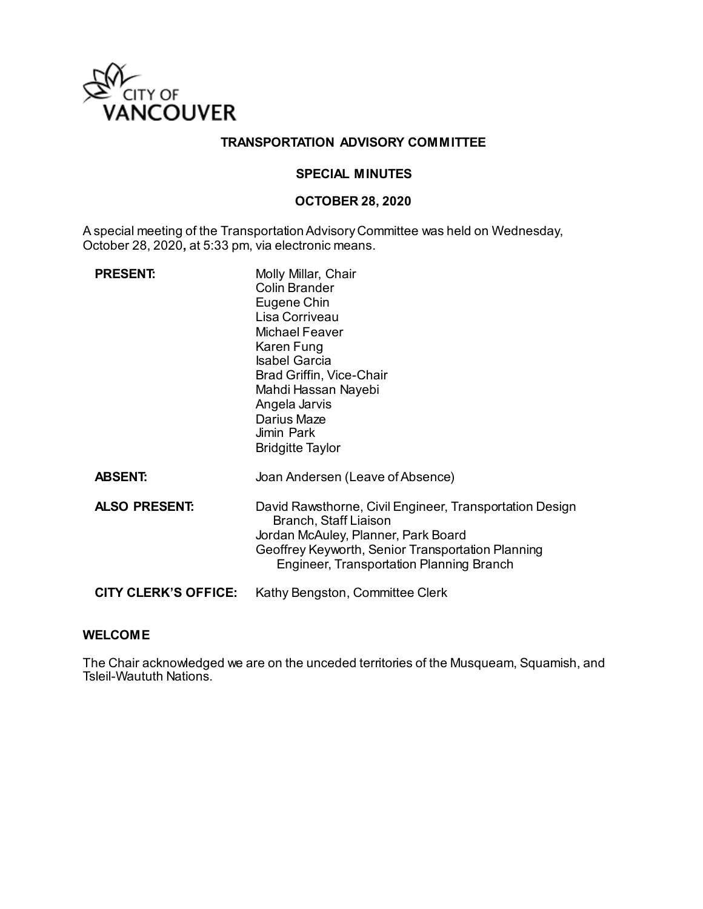CITY OF VANCOUVER

# TRANSPORTATION ADVISORY COMMITTEE

## SPECIAL MINUTES

## OCTOBER 28, 2020

A special meeting of the Transportation Advisory Committee was held on Wednesday, October 28, 2020**,** at 5:33 pm, via electronic means.

| | |
|---|---|
| **PRESENT:** | Molly Millar, Chair<br>Colin Brander<br>Eugene Chin<br>Lisa Corriveau<br>Michael Feaver<br>Karen Fung<br>Isabel Garcia<br>Brad Griffin, Vice-Chair<br>Mahdi Hassan Nayebi<br>Angela Jarvis<br>Darius Maze<br>Jimin Park<br>Bridgitte Taylor |
| **ABSENT:** | Joan Andersen (Leave of Absence) |
| **ALSO PRESENT:** | David Rawsthorne, Civil Engineer, Transportation Design Branch, Staff Liaison<br>Jordan McAuley, Planner, Park Board<br>Geoffrey Keyworth, Senior Transportation Planning Engineer, Transportation Planning Branch |
| **CITY CLERK'S OFFICE:** | Kathy Bengston, Committee Clerk |

### WELCOME

The Chair acknowledged we are on the unceded territories of the Musqueam, Squamish, and Tsleil-Waututh Nations.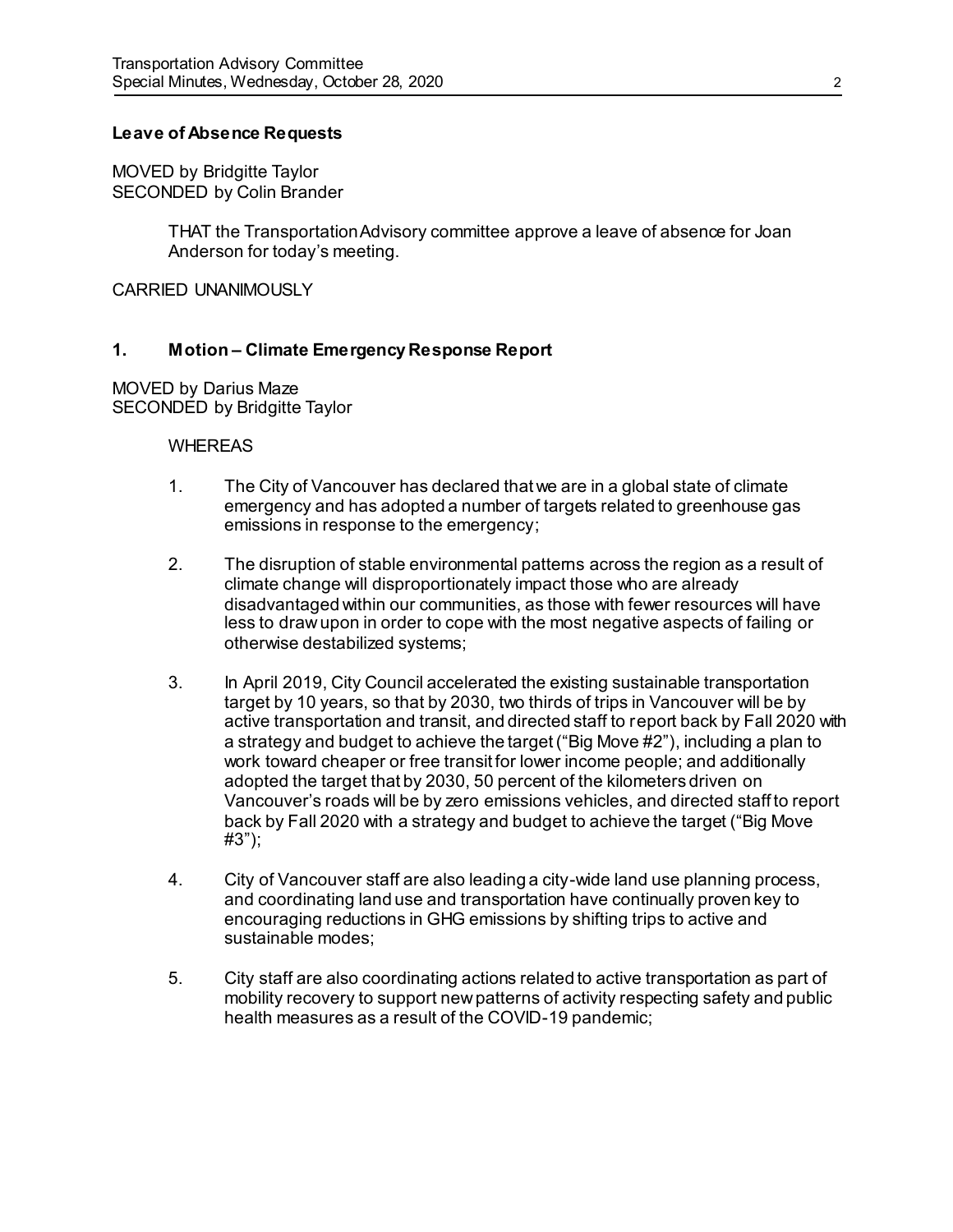**Leave of Absence Requests**

MOVED by Bridgitte Taylor
SECONDED by Colin Brander

> THAT the Transportation Advisory committee approve a leave of absence for Joan Anderson for today's meeting.

CARRIED UNANIMOUSLY

**1. Motion – Climate Emergency Response Report**

MOVED by Darius Maze
SECONDED by Bridgitte Taylor

WHEREAS

1. The City of Vancouver has declared that we are in a global state of climate emergency and has adopted a number of targets related to greenhouse gas emissions in response to the emergency;

2. The disruption of stable environmental patterns across the region as a result of climate change will disproportionately impact those who are already disadvantaged within our communities, as those with fewer resources will have less to draw upon in order to cope with the most negative aspects of failing or otherwise destabilized systems;

3. In April 2019, City Council accelerated the existing sustainable transportation target by 10 years, so that by 2030, two thirds of trips in Vancouver will be by active transportation and transit, and directed staff to report back by Fall 2020 with a strategy and budget to achieve the target ("Big Move #2"), including a plan to work toward cheaper or free transit for lower income people; and additionally adopted the target that by 2030, 50 percent of the kilometers driven on Vancouver's roads will be by zero emissions vehicles, and directed staff to report back by Fall 2020 with a strategy and budget to achieve the target ("Big Move #3");

4. City of Vancouver staff are also leading a city-wide land use planning process, and coordinating land use and transportation have continually proven key to encouraging reductions in GHG emissions by shifting trips to active and sustainable modes;

5. City staff are also coordinating actions related to active transportation as part of mobility recovery to support new patterns of activity respecting safety and public health measures as a result of the COVID-19 pandemic;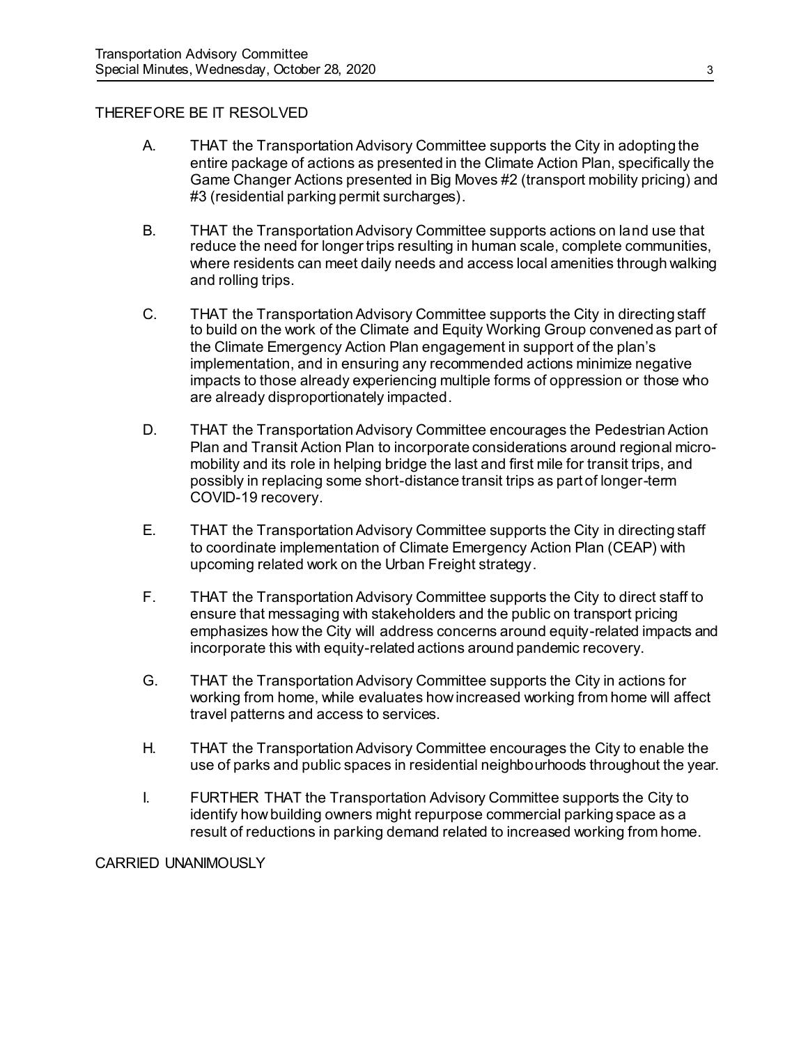THEREFORE BE IT RESOLVED

A. THAT the Transportation Advisory Committee supports the City in adopting the entire package of actions as presented in the Climate Action Plan, specifically the Game Changer Actions presented in Big Moves #2 (transport mobility pricing) and #3 (residential parking permit surcharges).

B. THAT the Transportation Advisory Committee supports actions on land use that reduce the need for longer trips resulting in human scale, complete communities, where residents can meet daily needs and access local amenities through walking and rolling trips.

C. THAT the Transportation Advisory Committee supports the City in directing staff to build on the work of the Climate and Equity Working Group convened as part of the Climate Emergency Action Plan engagement in support of the plan's implementation, and in ensuring any recommended actions minimize negative impacts to those already experiencing multiple forms of oppression or those who are already disproportionately impacted.

D. THAT the Transportation Advisory Committee encourages the Pedestrian Action Plan and Transit Action Plan to incorporate considerations around regional micro-mobility and its role in helping bridge the last and first mile for transit trips, and possibly in replacing some short-distance transit trips as part of longer-term COVID-19 recovery.

E. THAT the Transportation Advisory Committee supports the City in directing staff to coordinate implementation of Climate Emergency Action Plan (CEAP) with upcoming related work on the Urban Freight strategy.

F. THAT the Transportation Advisory Committee supports the City to direct staff to ensure that messaging with stakeholders and the public on transport pricing emphasizes how the City will address concerns around equity-related impacts and incorporate this with equity-related actions around pandemic recovery.

G. THAT the Transportation Advisory Committee supports the City in actions for working from home, while evaluates how increased working from home will affect travel patterns and access to services.

H. THAT the Transportation Advisory Committee encourages the City to enable the use of parks and public spaces in residential neighbourhoods throughout the year.

I. FURTHER THAT the Transportation Advisory Committee supports the City to identify how building owners might repurpose commercial parking space as a result of reductions in parking demand related to increased working from home.

CARRIED UNANIMOUSLY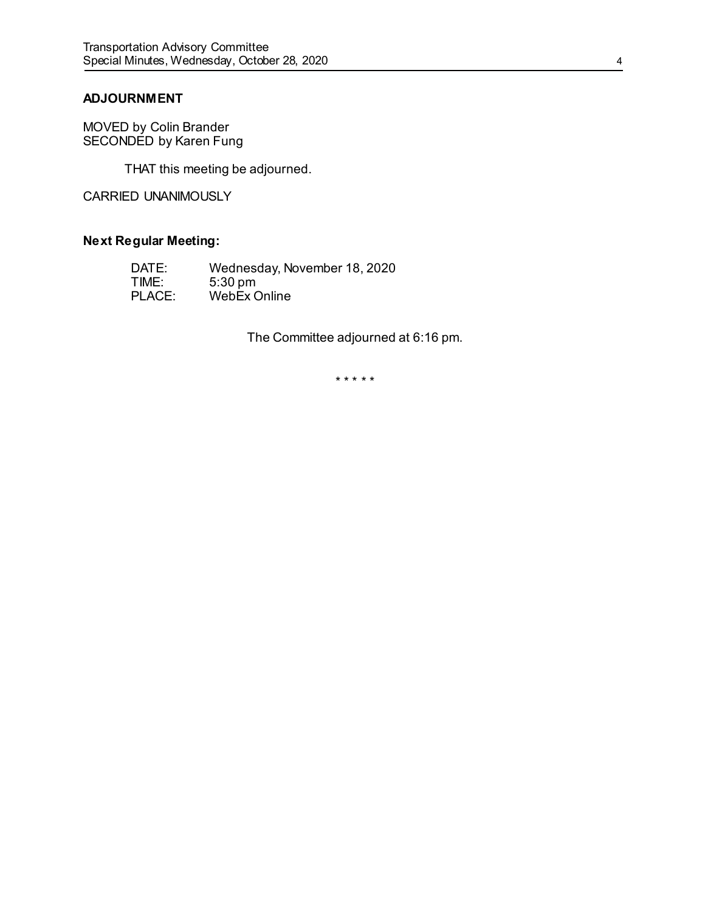## ADJOURNMENT

MOVED by Colin Brander
SECONDED by Karen Fung

THAT this meeting be adjourned.

CARRIED UNANIMOUSLY

**Next Regular Meeting:**

| | |
|---|---|
| DATE: | Wednesday, November 18, 2020 |
| TIME: | 5:30 pm |
| PLACE: | WebEx Online |

The Committee adjourned at 6:16 pm.

* * * * *